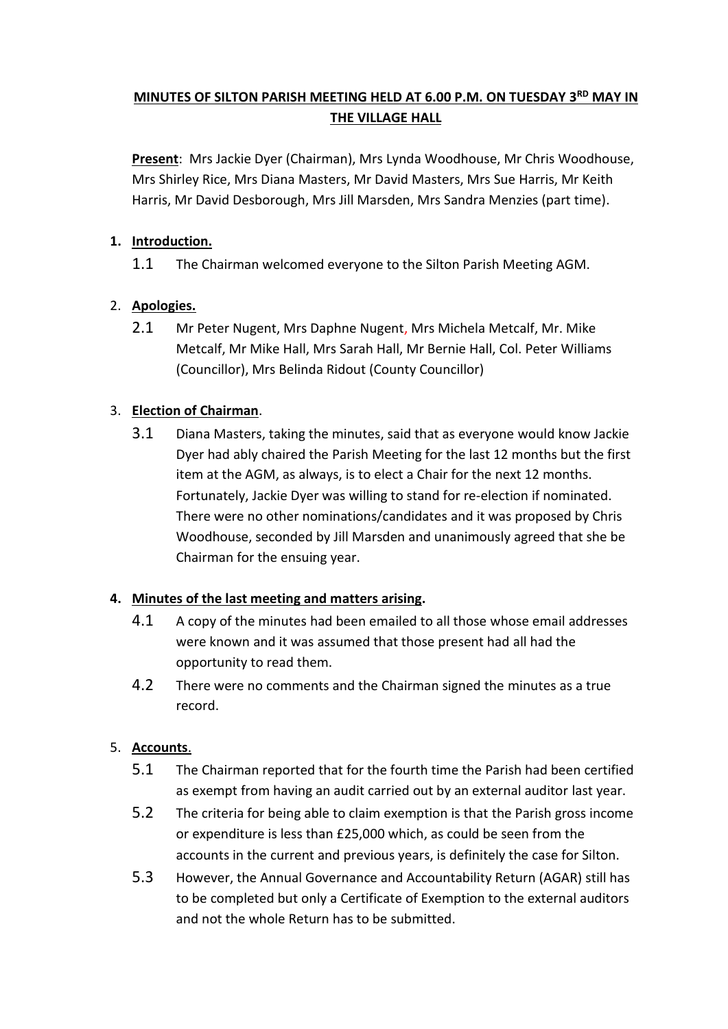# MINUTES OF SILTON PARISH MEETING HELD AT 6.00 P.M. ON TUESDAY 3RD MAY IN THE VILLAGE HALL

**Present**: Mrs Jackie Dyer (Chairman), Mrs Lynda Woodhouse, Mr Chris Woodhouse, Mrs Shirley Rice, Mrs Diana Masters, Mr David Masters, Mrs Sue Harris, Mr Keith Harris, Mr David Desborough, Mrs Jill Marsden, Mrs Sandra Menzies (part time).

## 1. Introduction.

1.1 The Chairman welcomed everyone to the Silton Parish Meeting AGM.

## 2. Apologies.

2.1 Mr Peter Nugent, Mrs Daphne Nugent, Mrs Michela Metcalf, Mr. Mike Metcalf, Mr Mike Hall, Mrs Sarah Hall, Mr Bernie Hall, Col. Peter Williams (Councillor), Mrs Belinda Ridout (County Councillor)

## 3. Election of Chairman.

3.1 Diana Masters, taking the minutes, said that as everyone would know Jackie Dyer had ably chaired the Parish Meeting for the last 12 months but the first item at the AGM, as always, is to elect a Chair for the next 12 months. Fortunately, Jackie Dyer was willing to stand for re-election if nominated. There were no other nominations/candidates and it was proposed by Chris Woodhouse, seconded by Jill Marsden and unanimously agreed that she be Chairman for the ensuing year.

## 4. Minutes of the last meeting and matters arising.

4.1 A copy of the minutes had been emailed to all those whose email addresses were known and it was assumed that those present had all had the opportunity to read them.

4.2 There were no comments and the Chairman signed the minutes as a true record.

## 5. Accounts.

5.1 The Chairman reported that for the fourth time the Parish had been certified as exempt from having an audit carried out by an external auditor last year.

5.2 The criteria for being able to claim exemption is that the Parish gross income or expenditure is less than £25,000 which, as could be seen from the accounts in the current and previous years, is definitely the case for Silton.

5.3 However, the Annual Governance and Accountability Return (AGAR) still has to be completed but only a Certificate of Exemption to the external auditors and not the whole Return has to be submitted.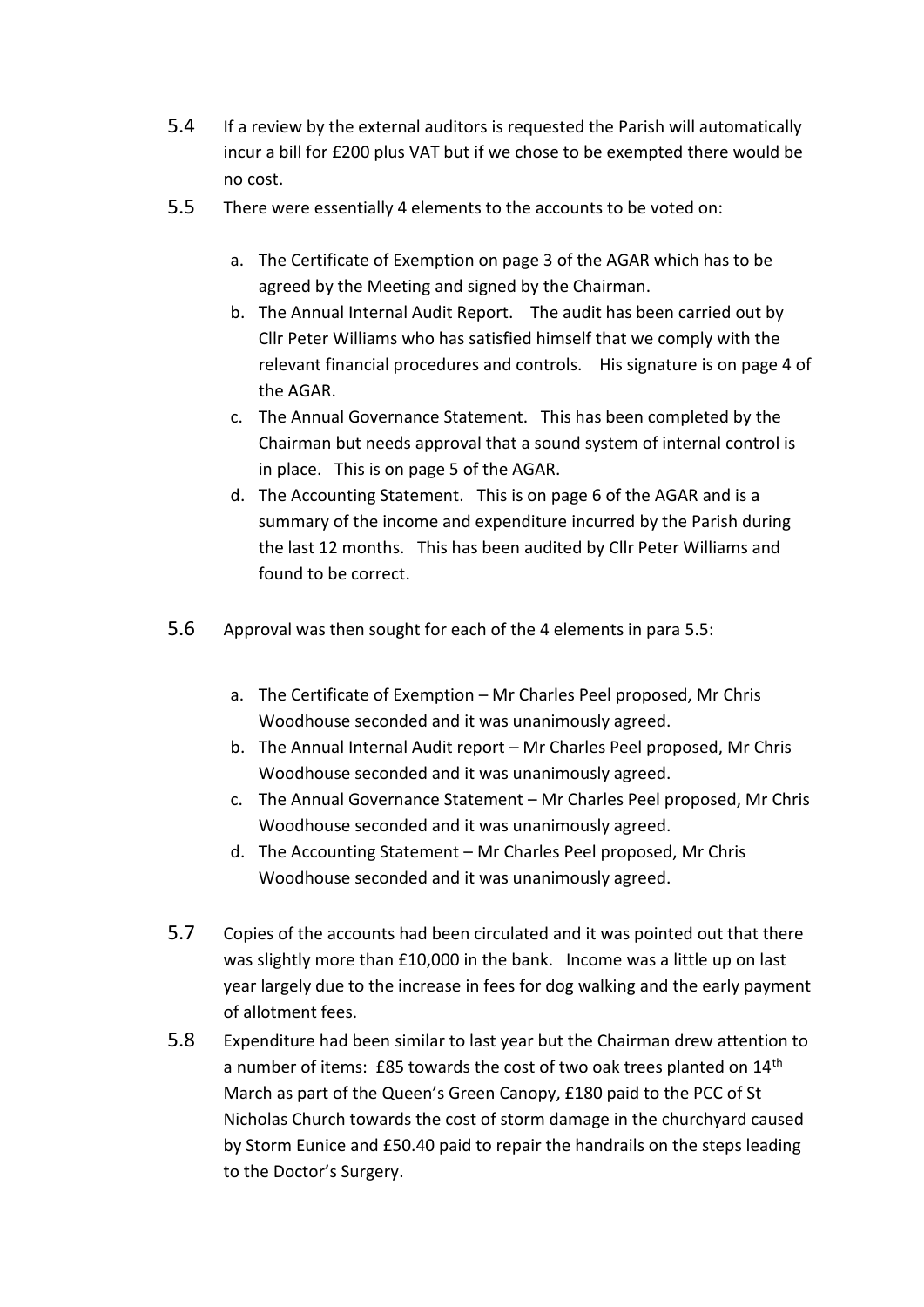5.4 If a review by the external auditors is requested the Parish will automatically incur a bill for £200 plus VAT but if we chose to be exempted there would be no cost.

5.5 There were essentially 4 elements to the accounts to be voted on:

a. The Certificate of Exemption on page 3 of the AGAR which has to be agreed by the Meeting and signed by the Chairman.
b. The Annual Internal Audit Report. The audit has been carried out by Cllr Peter Williams who has satisfied himself that we comply with the relevant financial procedures and controls. His signature is on page 4 of the AGAR.
c. The Annual Governance Statement. This has been completed by the Chairman but needs approval that a sound system of internal control is in place. This is on page 5 of the AGAR.
d. The Accounting Statement. This is on page 6 of the AGAR and is a summary of the income and expenditure incurred by the Parish during the last 12 months. This has been audited by Cllr Peter Williams and found to be correct.

5.6 Approval was then sought for each of the 4 elements in para 5.5:

a. The Certificate of Exemption – Mr Charles Peel proposed, Mr Chris Woodhouse seconded and it was unanimously agreed.
b. The Annual Internal Audit report – Mr Charles Peel proposed, Mr Chris Woodhouse seconded and it was unanimously agreed.
c. The Annual Governance Statement – Mr Charles Peel proposed, Mr Chris Woodhouse seconded and it was unanimously agreed.
d. The Accounting Statement – Mr Charles Peel proposed, Mr Chris Woodhouse seconded and it was unanimously agreed.

5.7 Copies of the accounts had been circulated and it was pointed out that there was slightly more than £10,000 in the bank. Income was a little up on last year largely due to the increase in fees for dog walking and the early payment of allotment fees.

5.8 Expenditure had been similar to last year but the Chairman drew attention to a number of items: £85 towards the cost of two oak trees planted on 14th March as part of the Queen's Green Canopy, £180 paid to the PCC of St Nicholas Church towards the cost of storm damage in the churchyard caused by Storm Eunice and £50.40 paid to repair the handrails on the steps leading to the Doctor's Surgery.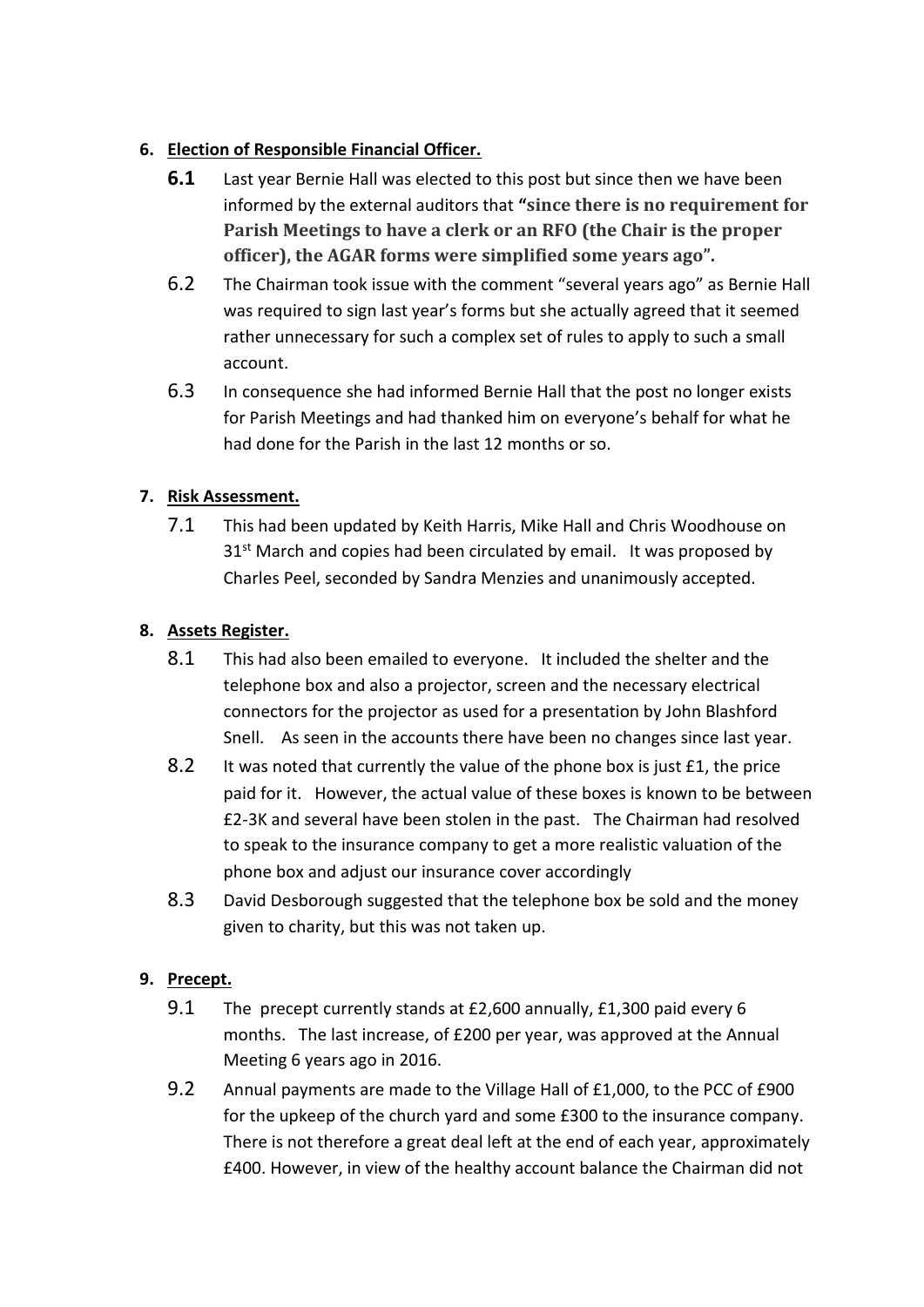6. **Election of Responsible Financial Officer.**

   **6.1** Last year Bernie Hall was elected to this post but since then we have been informed by the external auditors that **"since there is no requirement for Parish Meetings to have a clerk or an RFO (the Chair is the proper officer), the AGAR forms were simplified some years ago".**

   6.2 The Chairman took issue with the comment "several years ago" as Bernie Hall was required to sign last year's forms but she actually agreed that it seemed rather unnecessary for such a complex set of rules to apply to such a small account.

   6.3 In consequence she had informed Bernie Hall that the post no longer exists for Parish Meetings and had thanked him on everyone's behalf for what he had done for the Parish in the last 12 months or so.

7. **Risk Assessment.**

   7.1 This had been updated by Keith Harris, Mike Hall and Chris Woodhouse on 31st March and copies had been circulated by email. It was proposed by Charles Peel, seconded by Sandra Menzies and unanimously accepted.

8. **Assets Register.**

   8.1 This had also been emailed to everyone. It included the shelter and the telephone box and also a projector, screen and the necessary electrical connectors for the projector as used for a presentation by John Blashford Snell. As seen in the accounts there have been no changes since last year.

   8.2 It was noted that currently the value of the phone box is just £1, the price paid for it. However, the actual value of these boxes is known to be between £2-3K and several have been stolen in the past. The Chairman had resolved to speak to the insurance company to get a more realistic valuation of the phone box and adjust our insurance cover accordingly

   8.3 David Desborough suggested that the telephone box be sold and the money given to charity, but this was not taken up.

9. **Precept.**

   9.1 The precept currently stands at £2,600 annually, £1,300 paid every 6 months. The last increase, of £200 per year, was approved at the Annual Meeting 6 years ago in 2016.

   9.2 Annual payments are made to the Village Hall of £1,000, to the PCC of £900 for the upkeep of the church yard and some £300 to the insurance company. There is not therefore a great deal left at the end of each year, approximately £400. However, in view of the healthy account balance the Chairman did not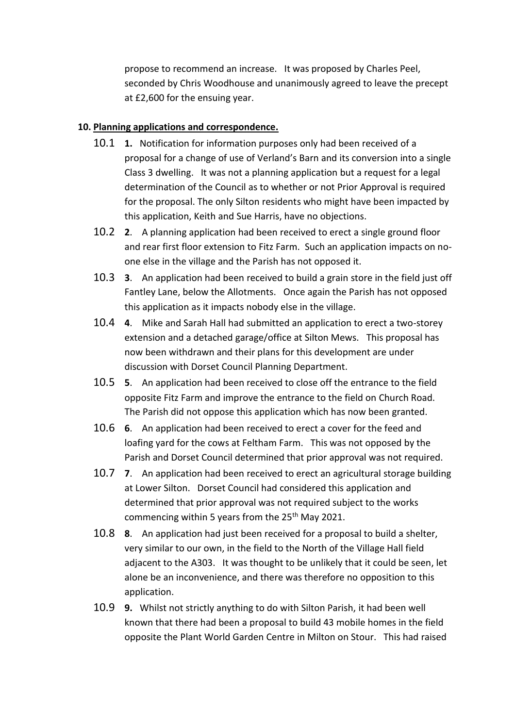propose to recommend an increase. It was proposed by Charles Peel, seconded by Chris Woodhouse and unanimously agreed to leave the precept at £2,600 for the ensuing year.

**10. Planning applications and correspondence.**

10.1 **1.** Notification for information purposes only had been received of a proposal for a change of use of Verland's Barn and its conversion into a single Class 3 dwelling. It was not a planning application but a request for a legal determination of the Council as to whether or not Prior Approval is required for the proposal. The only Silton residents who might have been impacted by this application, Keith and Sue Harris, have no objections.

10.2 **2**. A planning application had been received to erect a single ground floor and rear first floor extension to Fitz Farm. Such an application impacts on no-one else in the village and the Parish has not opposed it.

10.3 **3**. An application had been received to build a grain store in the field just off Fantley Lane, below the Allotments. Once again the Parish has not opposed this application as it impacts nobody else in the village.

10.4 **4**. Mike and Sarah Hall had submitted an application to erect a two-storey extension and a detached garage/office at Silton Mews. This proposal has now been withdrawn and their plans for this development are under discussion with Dorset Council Planning Department.

10.5 **5**. An application had been received to close off the entrance to the field opposite Fitz Farm and improve the entrance to the field on Church Road. The Parish did not oppose this application which has now been granted.

10.6 **6**. An application had been received to erect a cover for the feed and loafing yard for the cows at Feltham Farm. This was not opposed by the Parish and Dorset Council determined that prior approval was not required.

10.7 **7**. An application had been received to erect an agricultural storage building at Lower Silton. Dorset Council had considered this application and determined that prior approval was not required subject to the works commencing within 5 years from the 25th May 2021.

10.8 **8**. An application had just been received for a proposal to build a shelter, very similar to our own, in the field to the North of the Village Hall field adjacent to the A303. It was thought to be unlikely that it could be seen, let alone be an inconvenience, and there was therefore no opposition to this application.

10.9 **9.** Whilst not strictly anything to do with Silton Parish, it had been well known that there had been a proposal to build 43 mobile homes in the field opposite the Plant World Garden Centre in Milton on Stour. This had raised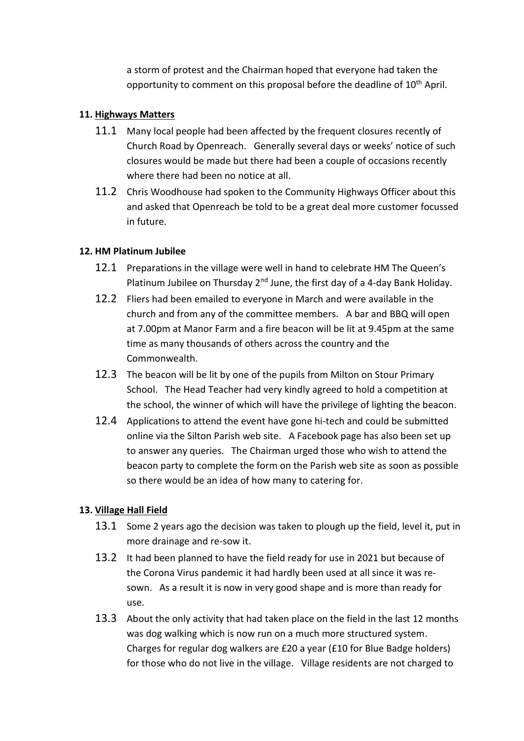a storm of protest and the Chairman hoped that everyone had taken the opportunity to comment on this proposal before the deadline of 10th April.

**11. Highways Matters**

11.1 Many local people had been affected by the frequent closures recently of Church Road by Openreach. Generally several days or weeks' notice of such closures would be made but there had been a couple of occasions recently where there had been no notice at all.

11.2 Chris Woodhouse had spoken to the Community Highways Officer about this and asked that Openreach be told to be a great deal more customer focussed in future.

**12. HM Platinum Jubilee**

12.1 Preparations in the village were well in hand to celebrate HM The Queen's Platinum Jubilee on Thursday 2nd June, the first day of a 4-day Bank Holiday.

12.2 Fliers had been emailed to everyone in March and were available in the church and from any of the committee members. A bar and BBQ will open at 7.00pm at Manor Farm and a fire beacon will be lit at 9.45pm at the same time as many thousands of others across the country and the Commonwealth.

12.3 The beacon will be lit by one of the pupils from Milton on Stour Primary School. The Head Teacher had very kindly agreed to hold a competition at the school, the winner of which will have the privilege of lighting the beacon.

12.4 Applications to attend the event have gone hi-tech and could be submitted online via the Silton Parish web site. A Facebook page has also been set up to answer any queries. The Chairman urged those who wish to attend the beacon party to complete the form on the Parish web site as soon as possible so there would be an idea of how many to catering for.

**13. Village Hall Field**

13.1 Some 2 years ago the decision was taken to plough up the field, level it, put in more drainage and re-sow it.

13.2 It had been planned to have the field ready for use in 2021 but because of the Corona Virus pandemic it had hardly been used at all since it was re-sown. As a result it is now in very good shape and is more than ready for use.

13.3 About the only activity that had taken place on the field in the last 12 months was dog walking which is now run on a much more structured system. Charges for regular dog walkers are £20 a year (£10 for Blue Badge holders) for those who do not live in the village. Village residents are not charged to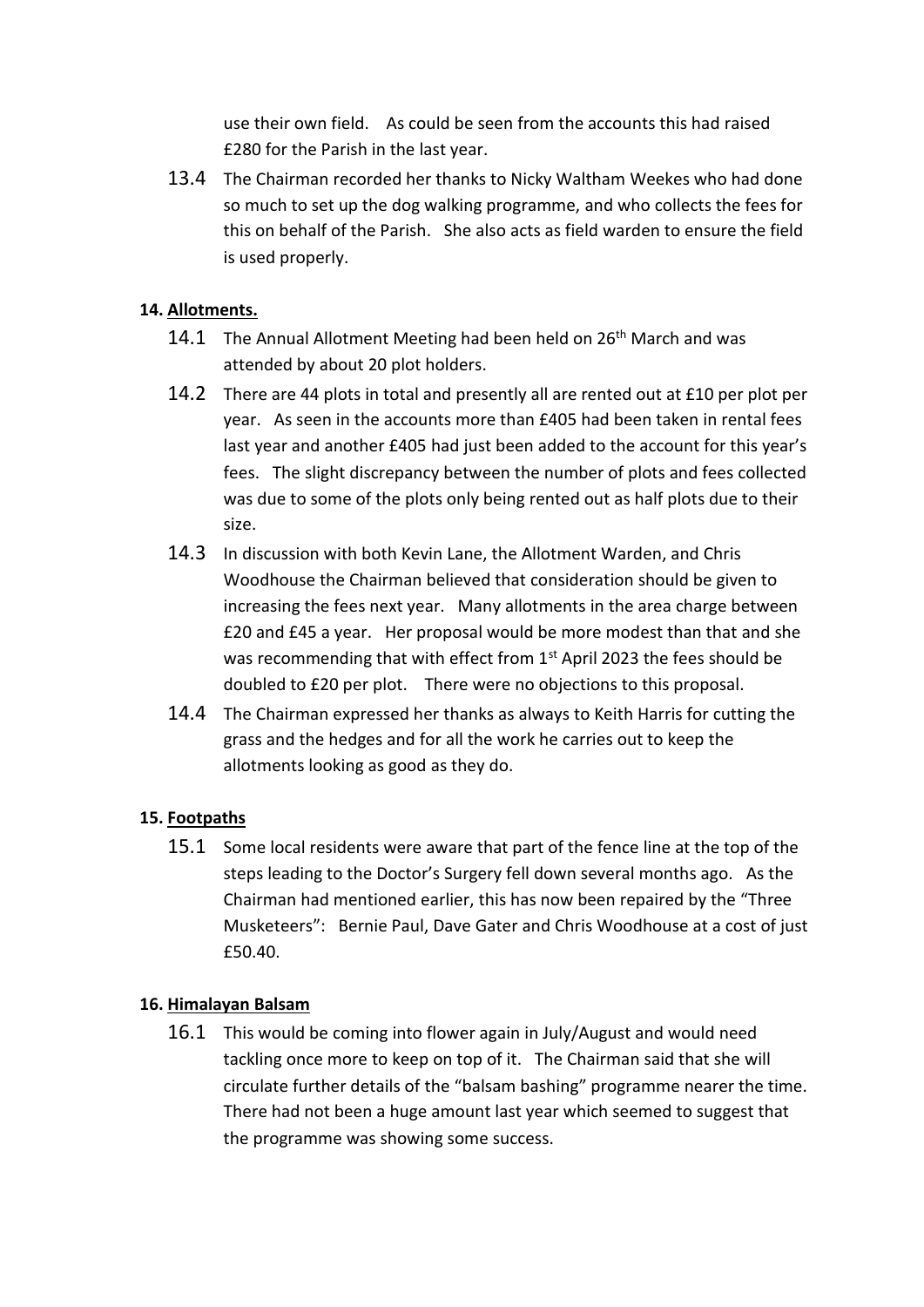use their own field. As could be seen from the accounts this had raised £280 for the Parish in the last year.

13.4 The Chairman recorded her thanks to Nicky Waltham Weekes who had done so much to set up the dog walking programme, and who collects the fees for this on behalf of the Parish. She also acts as field warden to ensure the field is used properly.

**14. Allotments.**

14.1 The Annual Allotment Meeting had been held on 26th March and was attended by about 20 plot holders.

14.2 There are 44 plots in total and presently all are rented out at £10 per plot per year. As seen in the accounts more than £405 had been taken in rental fees last year and another £405 had just been added to the account for this year's fees. The slight discrepancy between the number of plots and fees collected was due to some of the plots only being rented out as half plots due to their size.

14.3 In discussion with both Kevin Lane, the Allotment Warden, and Chris Woodhouse the Chairman believed that consideration should be given to increasing the fees next year. Many allotments in the area charge between £20 and £45 a year. Her proposal would be more modest than that and she was recommending that with effect from 1st April 2023 the fees should be doubled to £20 per plot. There were no objections to this proposal.

14.4 The Chairman expressed her thanks as always to Keith Harris for cutting the grass and the hedges and for all the work he carries out to keep the allotments looking as good as they do.

**15. Footpaths**

15.1 Some local residents were aware that part of the fence line at the top of the steps leading to the Doctor's Surgery fell down several months ago. As the Chairman had mentioned earlier, this has now been repaired by the "Three Musketeers": Bernie Paul, Dave Gater and Chris Woodhouse at a cost of just £50.40.

**16. Himalayan Balsam**

16.1 This would be coming into flower again in July/August and would need tackling once more to keep on top of it. The Chairman said that she will circulate further details of the "balsam bashing" programme nearer the time. There had not been a huge amount last year which seemed to suggest that the programme was showing some success.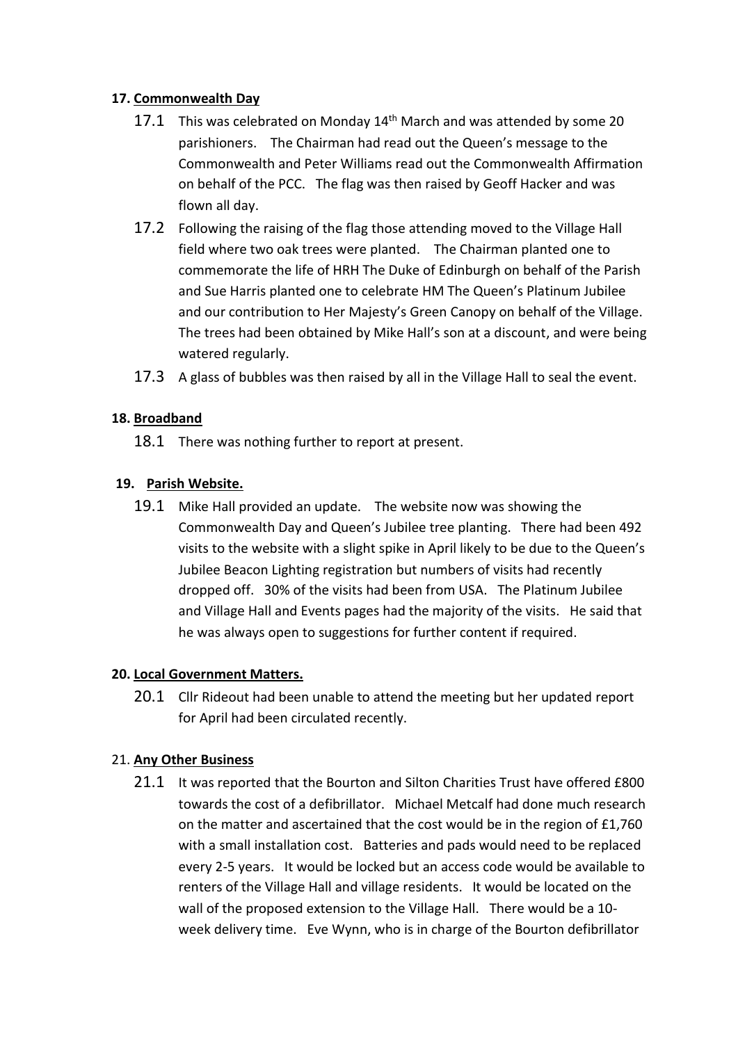**17. Commonwealth Day**

17.1 This was celebrated on Monday 14th March and was attended by some 20 parishioners. The Chairman had read out the Queen's message to the Commonwealth and Peter Williams read out the Commonwealth Affirmation on behalf of the PCC. The flag was then raised by Geoff Hacker and was flown all day.

17.2 Following the raising of the flag those attending moved to the Village Hall field where two oak trees were planted. The Chairman planted one to commemorate the life of HRH The Duke of Edinburgh on behalf of the Parish and Sue Harris planted one to celebrate HM The Queen's Platinum Jubilee and our contribution to Her Majesty's Green Canopy on behalf of the Village. The trees had been obtained by Mike Hall's son at a discount, and were being watered regularly.

17.3 A glass of bubbles was then raised by all in the Village Hall to seal the event.

**18. Broadband**

18.1 There was nothing further to report at present.

**19. Parish Website.**

19.1 Mike Hall provided an update. The website now was showing the Commonwealth Day and Queen's Jubilee tree planting. There had been 492 visits to the website with a slight spike in April likely to be due to the Queen's Jubilee Beacon Lighting registration but numbers of visits had recently dropped off. 30% of the visits had been from USA. The Platinum Jubilee and Village Hall and Events pages had the majority of the visits. He said that he was always open to suggestions for further content if required.

**20. Local Government Matters.**

20.1 Cllr Rideout had been unable to attend the meeting but her updated report for April had been circulated recently.

21. **Any Other Business**

21.1 It was reported that the Bourton and Silton Charities Trust have offered £800 towards the cost of a defibrillator. Michael Metcalf had done much research on the matter and ascertained that the cost would be in the region of £1,760 with a small installation cost. Batteries and pads would need to be replaced every 2-5 years. It would be locked but an access code would be available to renters of the Village Hall and village residents. It would be located on the wall of the proposed extension to the Village Hall. There would be a 10-week delivery time. Eve Wynn, who is in charge of the Bourton defibrillator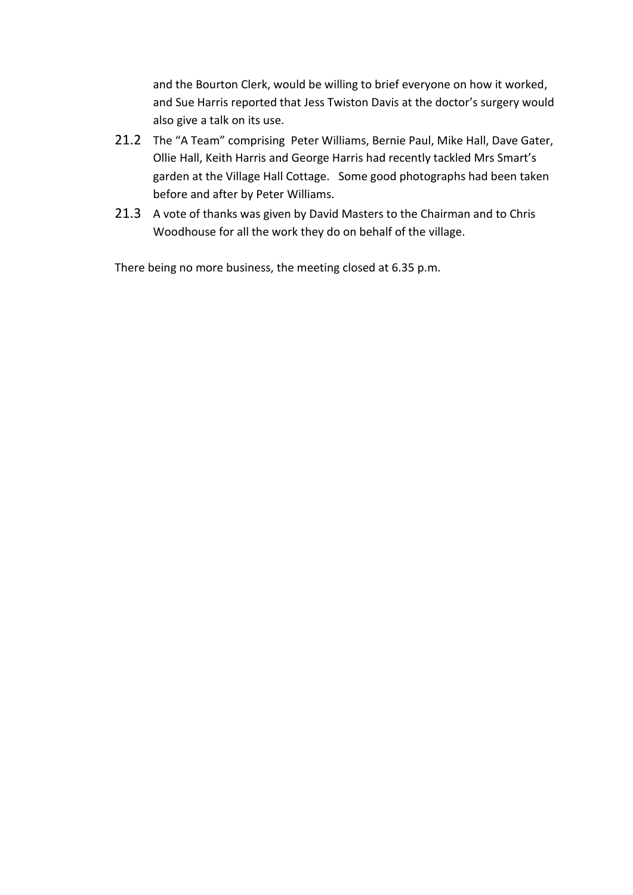and the Bourton Clerk, would be willing to brief everyone on how it worked, and Sue Harris reported that Jess Twiston Davis at the doctor's surgery would also give a talk on its use.

21.2 The "A Team" comprising Peter Williams, Bernie Paul, Mike Hall, Dave Gater, Ollie Hall, Keith Harris and George Harris had recently tackled Mrs Smart's garden at the Village Hall Cottage. Some good photographs had been taken before and after by Peter Williams.

21.3 A vote of thanks was given by David Masters to the Chairman and to Chris Woodhouse for all the work they do on behalf of the village.

There being no more business, the meeting closed at 6.35 p.m.